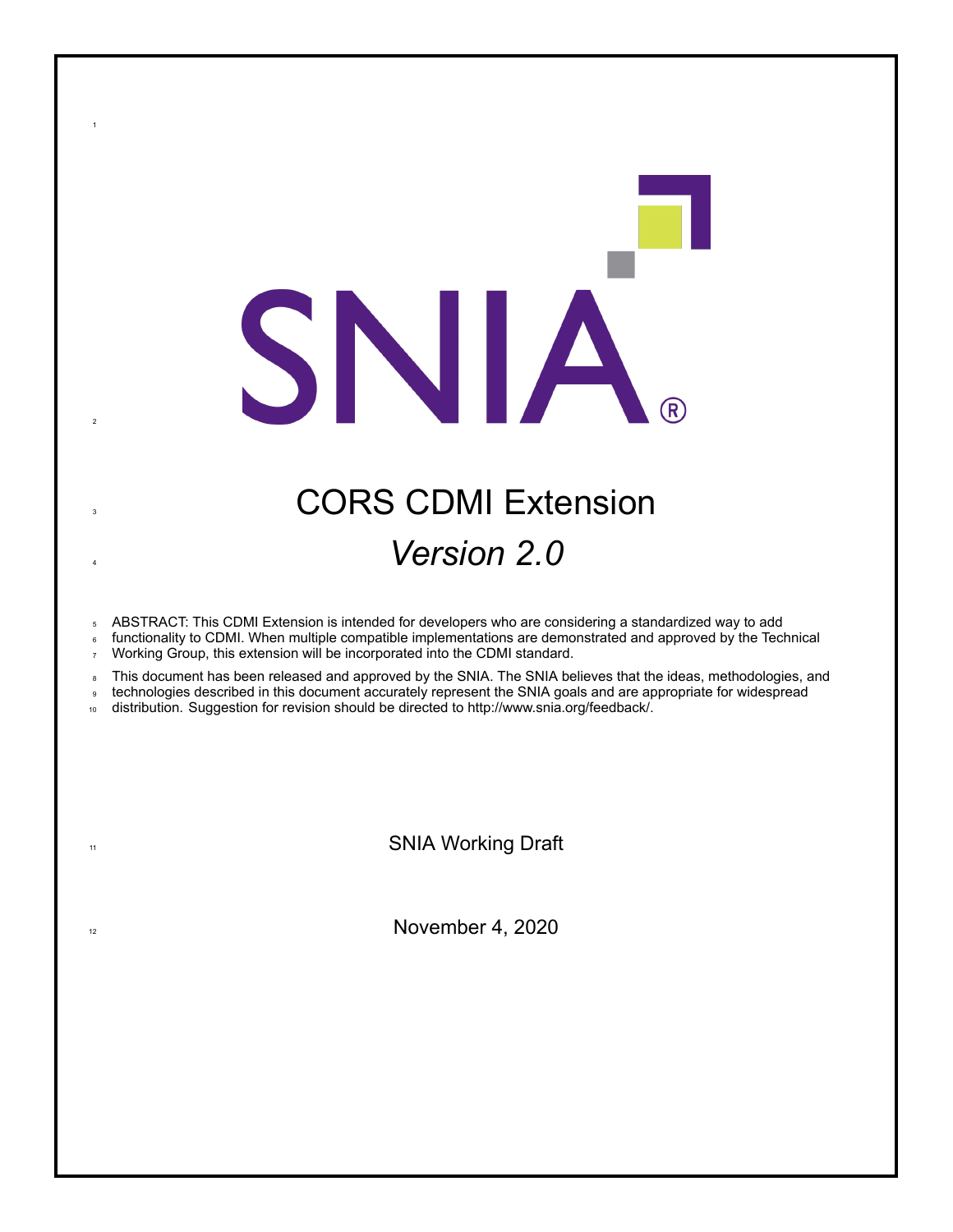# CORS CDMI Extension

## *Version 2.0*

ABSTRACT: This CDMI Extension is intended for developers who are considering a standardized way to add functionality to CDMI. When multiple compatible implementations are demonstrated and approved by the Technical Working Group, this extension will be incorporated into the CDMI standard.

This document has been released and approved by the SNIA. The SNIA believes that the ideas, methodologies, and technologies described in this document accurately represent the SNIA goals and are appropriate for widespread distribution. Suggestion for revision should be directed to http://www.snia.org/feedback/.

SNIA Working Draft

November 4, 2020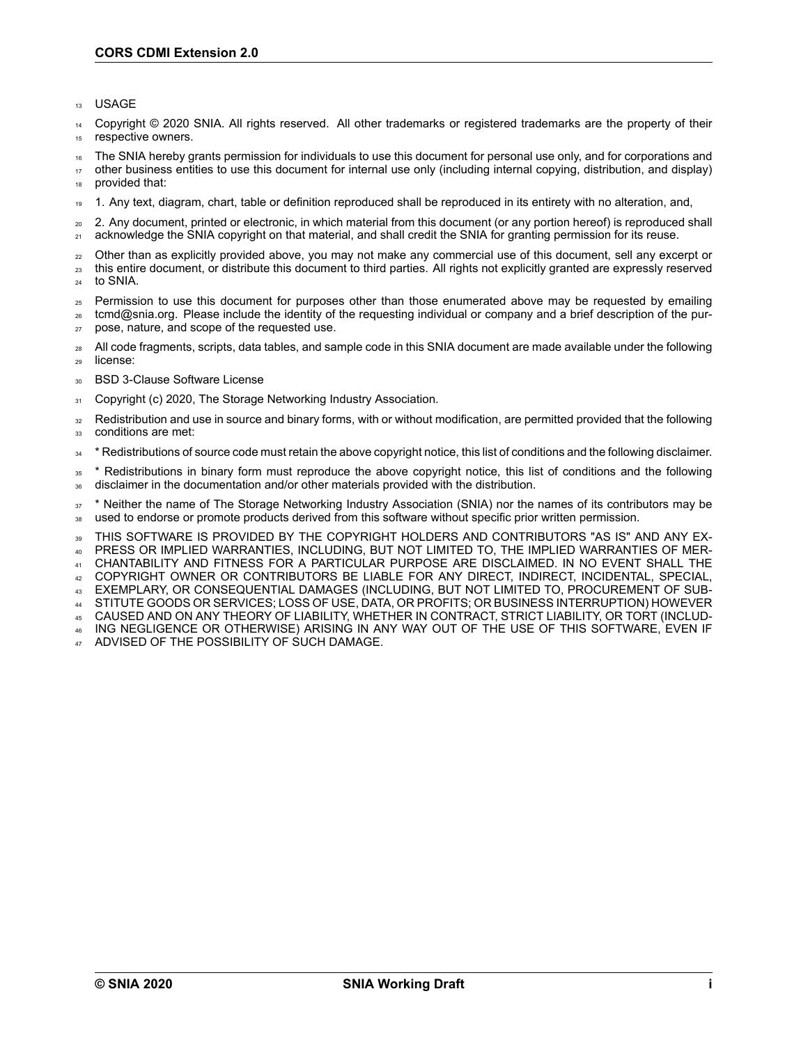USAGE

Copyright © 2020 SNIA. All rights reserved. All other trademarks or registered trademarks are the property of their respective owners.

The SNIA hereby grants permission for individuals to use this document for personal use only, and for corporations and other business entities to use this document for internal use only (including internal copying, distribution, and display) provided that:

1. Any text, diagram, chart, table or definition reproduced shall be reproduced in its entirety with no alteration, and,

2. Any document, printed or electronic, in which material from this document (or any portion hereof) is reproduced shall acknowledge the SNIA copyright on that material, and shall credit the SNIA for granting permission for its reuse.

Other than as explicitly provided above, you may not make any commercial use of this document, sell any excerpt or this entire document, or distribute this document to third parties. All rights not explicitly granted are expressly reserved to SNIA.

Permission to use this document for purposes other than those enumerated above may be requested by emailing tcmd@snia.org. Please include the identity of the requesting individual or company and a brief description of the purpose, nature, and scope of the requested use.

All code fragments, scripts, data tables, and sample code in this SNIA document are made available under the following license:

BSD 3-Clause Software License

Copyright (c) 2020, The Storage Networking Industry Association.

Redistribution and use in source and binary forms, with or without modification, are permitted provided that the following conditions are met:

* Redistributions of source code must retain the above copyright notice, this list of conditions and the following disclaimer.

* Redistributions in binary form must reproduce the above copyright notice, this list of conditions and the following disclaimer in the documentation and/or other materials provided with the distribution.

* Neither the name of The Storage Networking Industry Association (SNIA) nor the names of its contributors may be used to endorse or promote products derived from this software without specific prior written permission.

THIS SOFTWARE IS PROVIDED BY THE COPYRIGHT HOLDERS AND CONTRIBUTORS "AS IS" AND ANY EXPRESS OR IMPLIED WARRANTIES, INCLUDING, BUT NOT LIMITED TO, THE IMPLIED WARRANTIES OF MERCHANTABILITY AND FITNESS FOR A PARTICULAR PURPOSE ARE DISCLAIMED. IN NO EVENT SHALL THE COPYRIGHT OWNER OR CONTRIBUTORS BE LIABLE FOR ANY DIRECT, INDIRECT, INCIDENTAL, SPECIAL, EXEMPLARY, OR CONSEQUENTIAL DAMAGES (INCLUDING, BUT NOT LIMITED TO, PROCUREMENT OF SUBSTITUTE GOODS OR SERVICES; LOSS OF USE, DATA, OR PROFITS; OR BUSINESS INTERRUPTION) HOWEVER CAUSED AND ON ANY THEORY OF LIABILITY, WHETHER IN CONTRACT, STRICT LIABILITY, OR TORT (INCLUDING NEGLIGENCE OR OTHERWISE) ARISING IN ANY WAY OUT OF THE USE OF THIS SOFTWARE, EVEN IF ADVISED OF THE POSSIBILITY OF SUCH DAMAGE.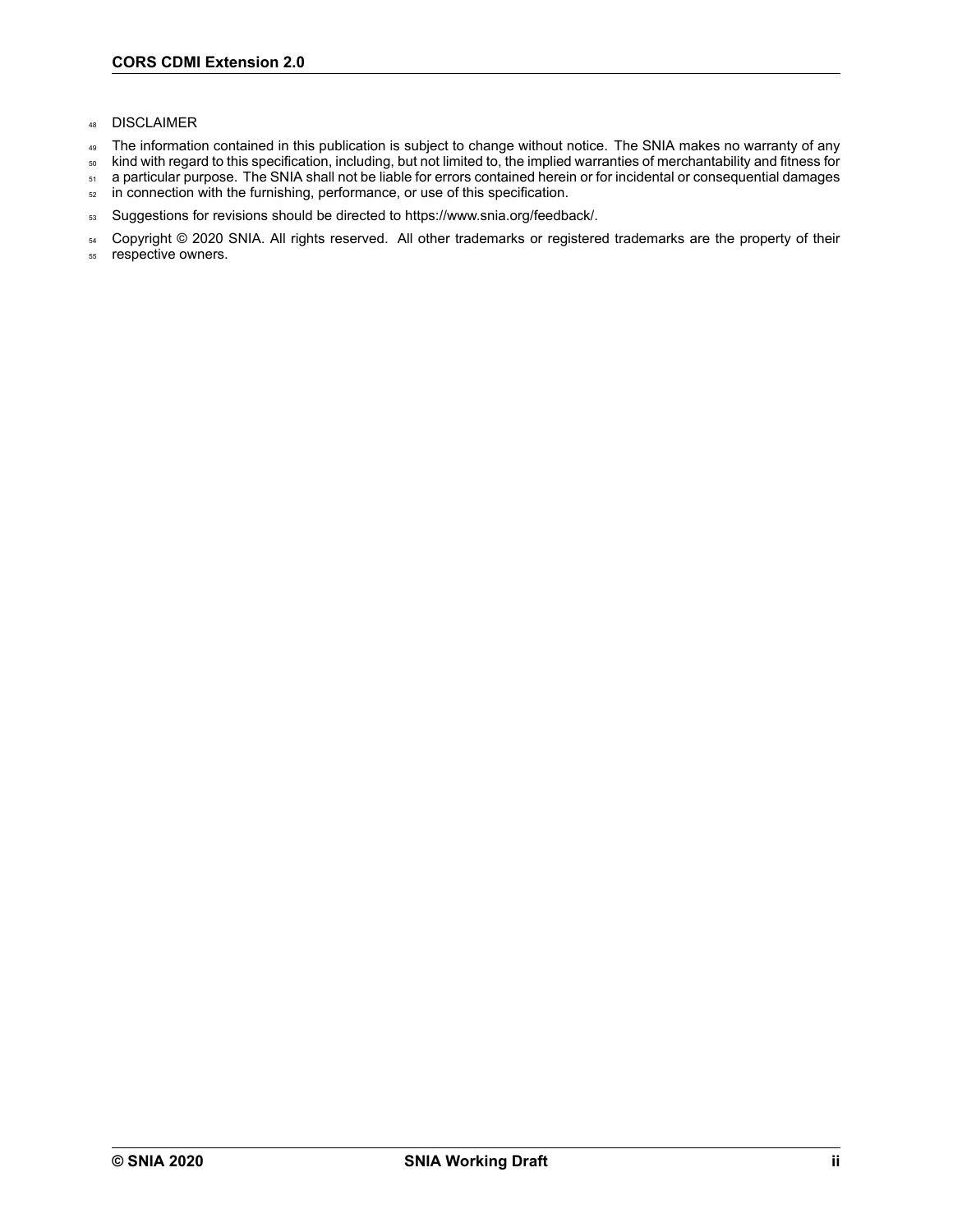DISCLAIMER

The information contained in this publication is subject to change without notice. The SNIA makes no warranty of any kind with regard to this specification, including, but not limited to, the implied warranties of merchantability and fitness for a particular purpose. The SNIA shall not be liable for errors contained herein or for incidental or consequential damages in connection with the furnishing, performance, or use of this specification.

Suggestions for revisions should be directed to https://www.snia.org/feedback/.

Copyright © 2020 SNIA. All rights reserved. All other trademarks or registered trademarks are the property of their respective owners.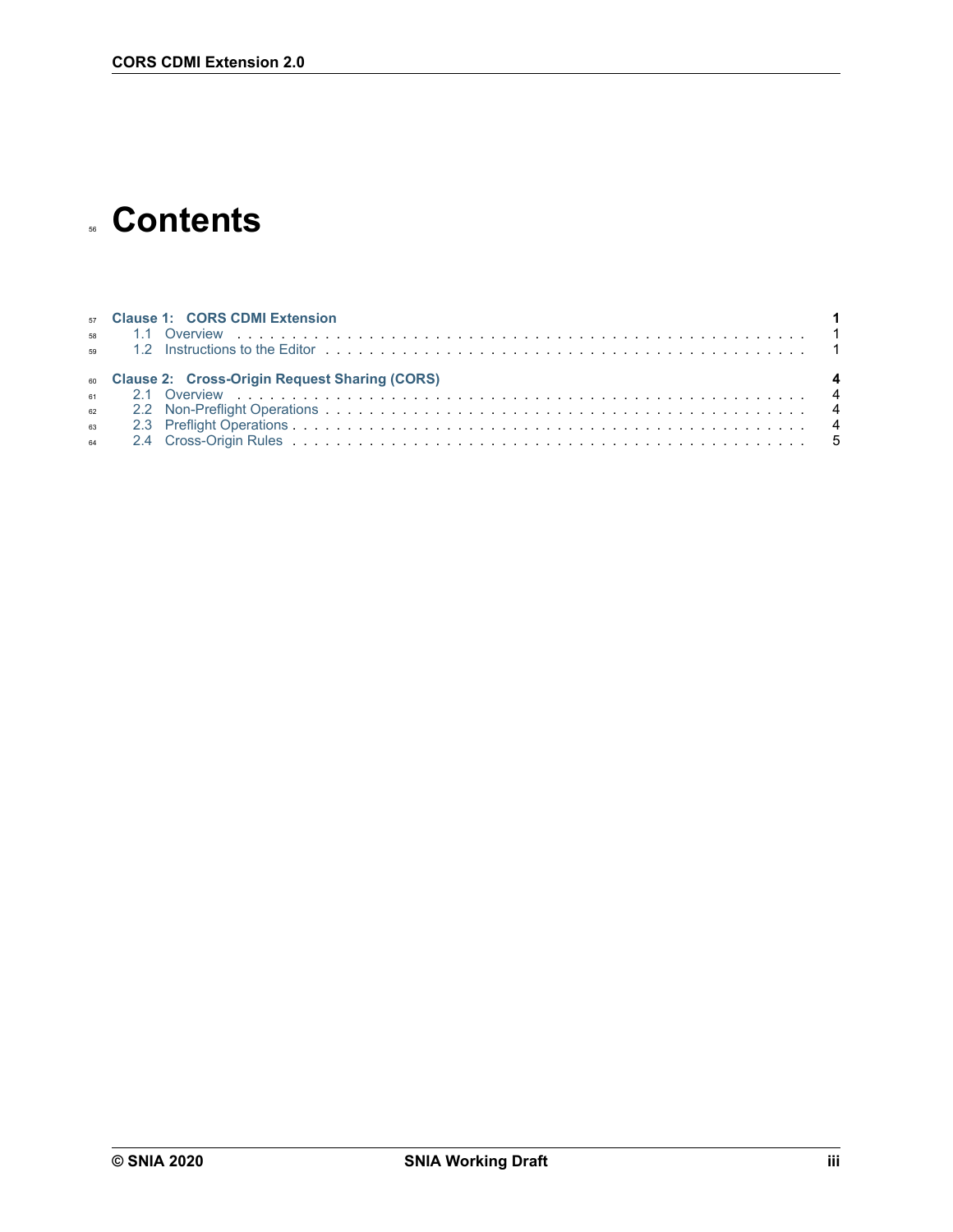# Contents

**Clause 1: CORS CDMI Extension** ..... **1**
- 1.1 Overview ..... 1
- 1.2 Instructions to the Editor ..... 1

**Clause 2: Cross-Origin Request Sharing (CORS)** ..... **4**
- 2.1 Overview ..... 4
- 2.2 Non-Preflight Operations ..... 4
- 2.3 Preflight Operations ..... 4
- 2.4 Cross-Origin Rules ..... 5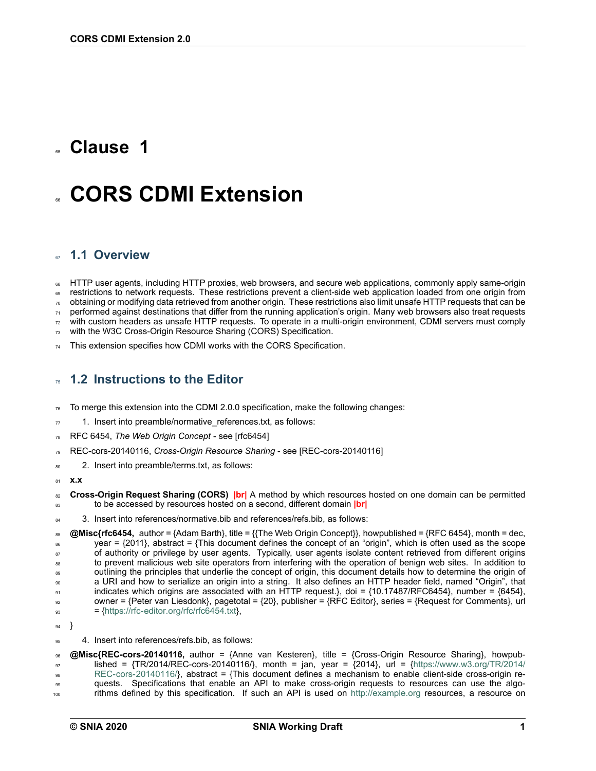# Clause 1

# CORS CDMI Extension

## 1.1 Overview

HTTP user agents, including HTTP proxies, web browsers, and secure web applications, commonly apply same-origin restrictions to network requests. These restrictions prevent a client-side web application loaded from one origin from obtaining or modifying data retrieved from another origin. These restrictions also limit unsafe HTTP requests that can be performed against destinations that differ from the running application's origin. Many web browsers also treat requests with custom headers as unsafe HTTP requests. To operate in a multi-origin environment, CDMI servers must comply with the W3C Cross-Origin Resource Sharing (CORS) Specification.

This extension specifies how CDMI works with the CORS Specification.

## 1.2 Instructions to the Editor

To merge this extension into the CDMI 2.0.0 specification, make the following changes:

1. Insert into preamble/normative_references.txt, as follows:

RFC 6454, *The Web Origin Concept* - see [rfc6454]

REC-cors-20140116, *Cross-Origin Resource Sharing* - see [REC-cors-20140116]

2. Insert into preamble/terms.txt, as follows:

**x.x**

**Cross-Origin Request Sharing (CORS)** **|br|** A method by which resources hosted on one domain can be permitted to be accessed by resources hosted on a second, different domain **|br|**

3. Insert into references/normative.bib and references/refs.bib, as follows:

**@Misc{rfc6454,** author = {Adam Barth}, title = {{The Web Origin Concept}}, howpublished = {RFC 6454}, month = dec, year = {2011}, abstract = {This document defines the concept of an "origin", which is often used as the scope of authority or privilege by user agents. Typically, user agents isolate content retrieved from different origins to prevent malicious web site operators from interfering with the operation of benign web sites. In addition to outlining the principles that underlie the concept of origin, this document details how to determine the origin of a URI and how to serialize an origin into a string. It also defines an HTTP header field, named "Origin", that indicates which origins are associated with an HTTP request.}, doi = {10.17487/RFC6454}, number = {6454}, owner = {Peter van Liesdonk}, pagetotal = {20}, publisher = {RFC Editor}, series = {Request for Comments}, url = {https://rfc-editor.org/rfc/rfc6454.txt},

}

4. Insert into references/refs.bib, as follows:

**@Misc{REC-cors-20140116,** author = {Anne van Kesteren}, title = {Cross-Origin Resource Sharing}, howpublished = {TR/2014/REC-cors-20140116/}, month = jan, year = {2014}, url = {https://www.w3.org/TR/2014/REC-cors-20140116/}, abstract = {This document defines a mechanism to enable client-side cross-origin requests. Specifications that enable an API to make cross-origin requests to resources can use the algorithms defined by this specification. If such an API is used on http://example.org resources, a resource on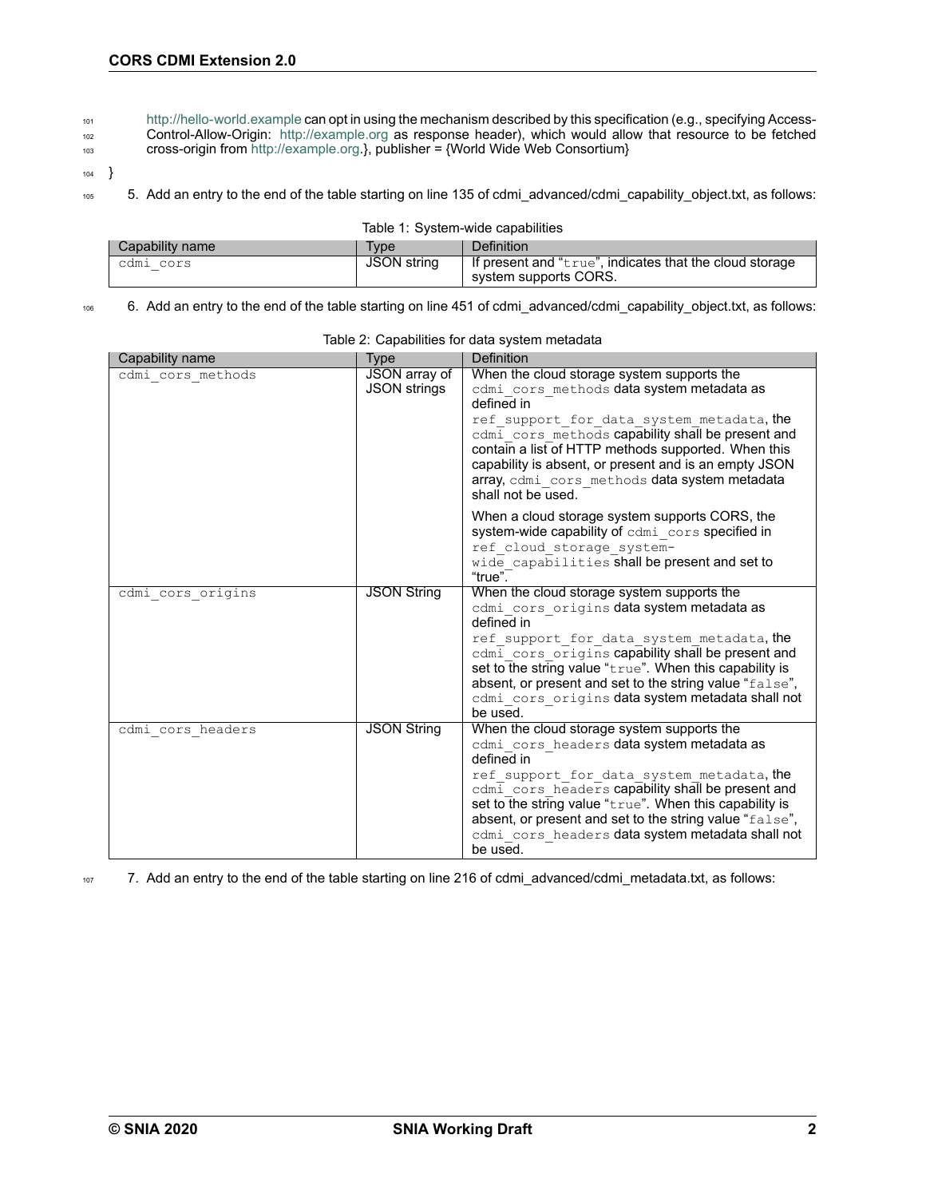http://hello-world.example can opt in using the mechanism described by this specification (e.g., specifying Access-Control-Allow-Origin: http://example.org as response header), which would allow that resource to be fetched cross-origin from http://example.org.}, publisher = {World Wide Web Consortium}

}

5. Add an entry to the end of the table starting on line 135 of cdmi_advanced/cdmi_capability_object.txt, as follows:

Table 1: System-wide capabilities

| Capability name | Type | Definition |
|---|---|---|
| `cdmi_cors` | JSON string | If present and "`true`", indicates that the cloud storage system supports CORS. |

6. Add an entry to the end of the table starting on line 451 of cdmi_advanced/cdmi_capability_object.txt, as follows:

Table 2: Capabilities for data system metadata

| Capability name | Type | Definition |
|---|---|---|
| `cdmi_cors_methods` | JSON array of JSON strings | When the cloud storage system supports the `cdmi_cors_methods` data system metadata as defined in `ref_support_for_data_system_metadata`, the `cdmi_cors_methods` capability shall be present and contain a list of HTTP methods supported. When this capability is absent, or present and is an empty JSON array, `cdmi_cors_methods` data system metadata shall not be used.<br><br>When a cloud storage system supports CORS, the system-wide capability of `cdmi_cors` specified in `ref_cloud_storage_system-wide_capabilities` shall be present and set to "true". |
| `cdmi_cors_origins` | JSON String | When the cloud storage system supports the `cdmi_cors_origins` data system metadata as defined in `ref_support_for_data_system_metadata`, the `cdmi_cors_origins` capability shall be present and set to the string value "`true`". When this capability is absent, or present and set to the string value "`false`", `cdmi_cors_origins` data system metadata shall not be used. |
| `cdmi_cors_headers` | JSON String | When the cloud storage system supports the `cdmi_cors_headers` data system metadata as defined in `ref_support_for_data_system_metadata`, the `cdmi_cors_headers` capability shall be present and set to the string value "`true`". When this capability is absent, or present and set to the string value "`false`", `cdmi_cors_headers` data system metadata shall not be used. |

7. Add an entry to the end of the table starting on line 216 of cdmi_advanced/cdmi_metadata.txt, as follows: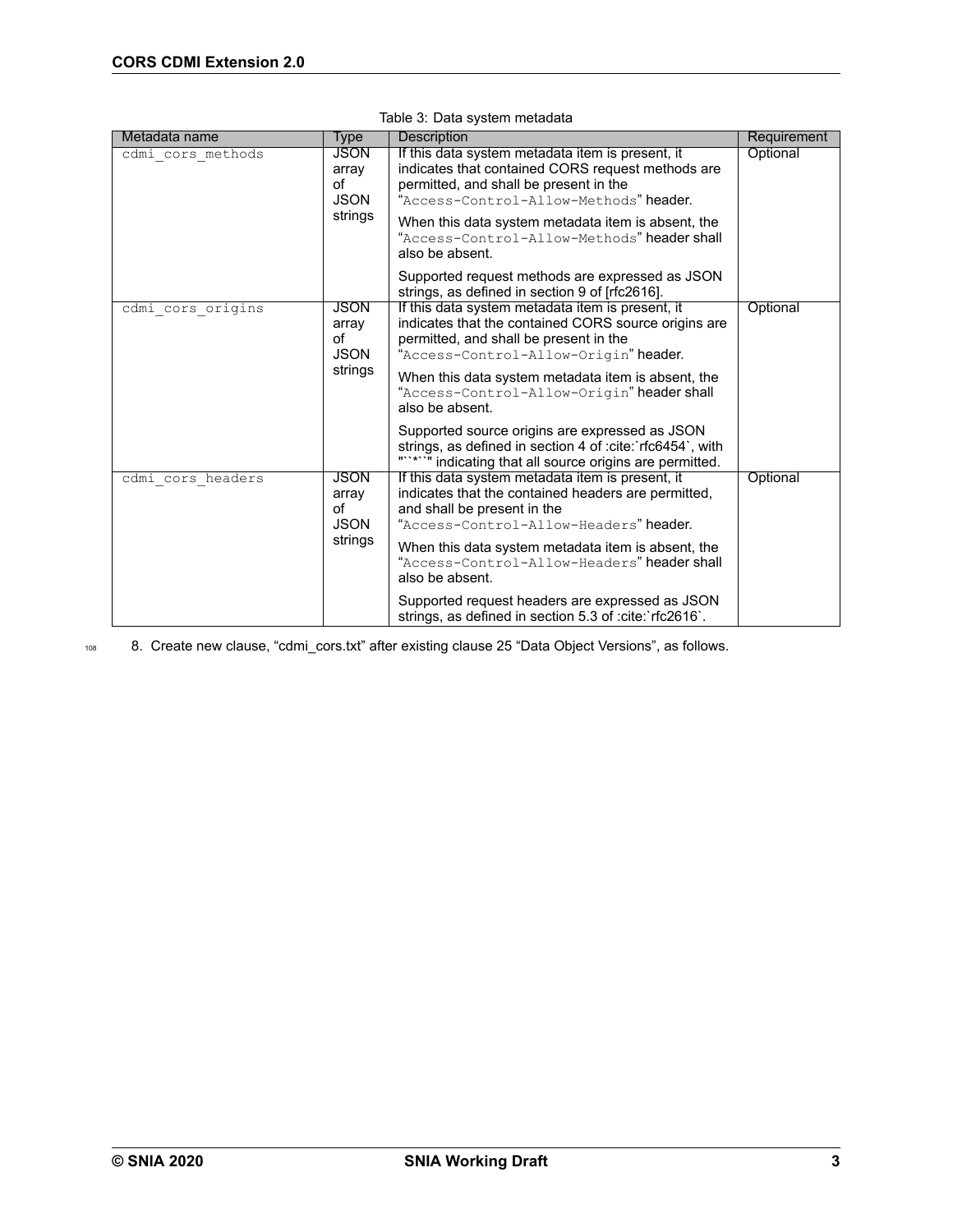Table 3: Data system metadata

| Metadata name | Type | Description | Requirement |
|---|---|---|---|
| cdmi_cors_methods | JSON array of JSON strings | If this data system metadata item is present, it indicates that contained CORS request methods are permitted, and shall be present in the "Access-Control-Allow-Methods" header.<br><br>When this data system metadata item is absent, the "Access-Control-Allow-Methods" header shall also be absent.<br><br>Supported request methods are expressed as JSON strings, as defined in section 9 of [rfc2616]. | Optional |
| cdmi_cors_origins | JSON array of JSON strings | If this data system metadata item is present, it indicates that the contained CORS source origins are permitted, and shall be present in the "Access-Control-Allow-Origin" header.<br><br>When this data system metadata item is absent, the "Access-Control-Allow-Origin" header shall also be absent.<br><br>Supported source origins are expressed as JSON strings, as defined in section 4 of :cite:`rfc6454`, with "``*``" indicating that all source origins are permitted. | Optional |
| cdmi_cors_headers | JSON array of JSON strings | If this data system metadata item is present, it indicates that the contained headers are permitted, and shall be present in the "Access-Control-Allow-Headers" header.<br><br>When this data system metadata item is absent, the "Access-Control-Allow-Headers" header shall also be absent.<br><br>Supported request headers are expressed as JSON strings, as defined in section 5.3 of :cite:`rfc2616`. | Optional |

8. Create new clause, "cdmi_cors.txt" after existing clause 25 "Data Object Versions", as follows.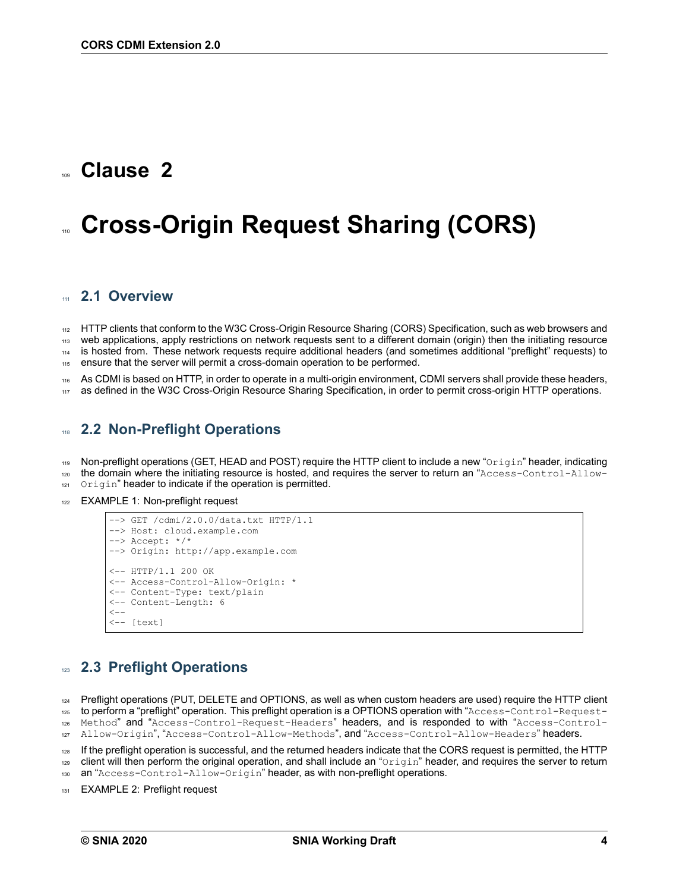# Clause 2

# Cross-Origin Request Sharing (CORS)

## 2.1 Overview

HTTP clients that conform to the W3C Cross-Origin Resource Sharing (CORS) Specification, such as web browsers and web applications, apply restrictions on network requests sent to a different domain (origin) then the initiating resource is hosted from. These network requests require additional headers (and sometimes additional "preflight" requests) to ensure that the server will permit a cross-domain operation to be performed.

As CDMI is based on HTTP, in order to operate in a multi-origin environment, CDMI servers shall provide these headers, as defined in the W3C Cross-Origin Resource Sharing Specification, in order to permit cross-origin HTTP operations.

## 2.2 Non-Preflight Operations

Non-preflight operations (GET, HEAD and POST) require the HTTP client to include a new "`Origin`" header, indicating the domain where the initiating resource is hosted, and requires the server to return an "`Access-Control-Allow-Origin`" header to indicate if the operation is permitted.

EXAMPLE 1: Non-preflight request

```
--> GET /cdmi/2.0.0/data.txt HTTP/1.1
--> Host: cloud.example.com
--> Accept: */*
--> Origin: http://app.example.com

<-- HTTP/1.1 200 OK
<-- Access-Control-Allow-Origin: *
<-- Content-Type: text/plain
<-- Content-Length: 6
<--
<-- [text]
```

## 2.3 Preflight Operations

Preflight operations (PUT, DELETE and OPTIONS, as well as when custom headers are used) require the HTTP client to perform a "preflight" operation. This preflight operation is a OPTIONS operation with "`Access-Control-Request-Method`" and "`Access-Control-Request-Headers`" headers, and is responded to with "`Access-Control-Allow-Origin`", "`Access-Control-Allow-Methods`", and "`Access-Control-Allow-Headers`" headers.

If the preflight operation is successful, and the returned headers indicate that the CORS request is permitted, the HTTP client will then perform the original operation, and shall include an "`Origin`" header, and requires the server to return an "`Access-Control-Allow-Origin`" header, as with non-preflight operations.

EXAMPLE 2: Preflight request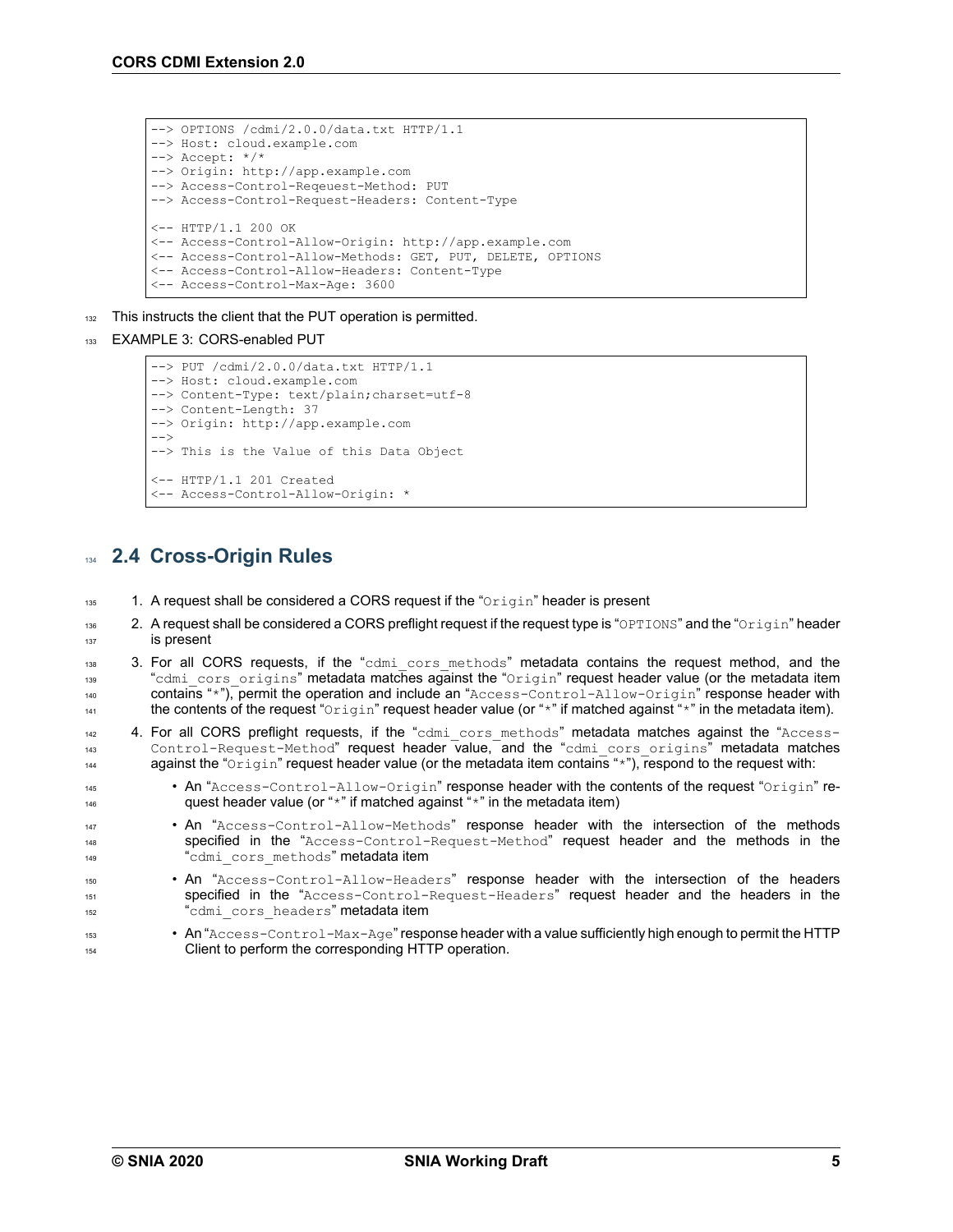```
--> OPTIONS /cdmi/2.0.0/data.txt HTTP/1.1
--> Host: cloud.example.com
--> Accept: */*
--> Origin: http://app.example.com
--> Access-Control-Reqeuest-Method: PUT
--> Access-Control-Request-Headers: Content-Type

<-- HTTP/1.1 200 OK
<-- Access-Control-Allow-Origin: http://app.example.com
<-- Access-Control-Allow-Methods: GET, PUT, DELETE, OPTIONS
<-- Access-Control-Allow-Headers: Content-Type
<-- Access-Control-Max-Age: 3600
```

This instructs the client that the PUT operation is permitted.

EXAMPLE 3: CORS-enabled PUT

```
--> PUT /cdmi/2.0.0/data.txt HTTP/1.1
--> Host: cloud.example.com
--> Content-Type: text/plain;charset=utf-8
--> Content-Length: 37
--> Origin: http://app.example.com
-->
--> This is the Value of this Data Object

<-- HTTP/1.1 201 Created
<-- Access-Control-Allow-Origin: *
```

## 2.4 Cross-Origin Rules

1. A request shall be considered a CORS request if the "`Origin`" header is present
2. A request shall be considered a CORS preflight request if the request type is "`OPTIONS`" and the "`Origin`" header is present
3. For all CORS requests, if the "`cdmi_cors_methods`" metadata contains the request method, and the "`cdmi_cors_origins`" metadata matches against the "`Origin`" request header value (or the metadata item contains "`*`"), permit the operation and include an "`Access-Control-Allow-Origin`" response header with the contents of the request "`Origin`" request header value (or "`*`" if matched against "`*`" in the metadata item).
4. For all CORS preflight requests, if the "`cdmi_cors_methods`" metadata matches against the "`Access-Control-Request-Method`" request header value, and the "`cdmi_cors_origins`" metadata matches against the "`Origin`" request header value (or the metadata item contains "`*`"), respond to the request with:
   - An "`Access-Control-Allow-Origin`" response header with the contents of the request "`Origin`" request header value (or "`*`" if matched against "`*`" in the metadata item)
   - An "`Access-Control-Allow-Methods`" response header with the intersection of the methods specified in the "`Access-Control-Request-Method`" request header and the methods in the "`cdmi_cors_methods`" metadata item
   - An "`Access-Control-Allow-Headers`" response header with the intersection of the headers specified in the "`Access-Control-Request-Headers`" request header and the headers in the "`cdmi_cors_headers`" metadata item
   - An "`Access-Control-Max-Age`" response header with a value sufficiently high enough to permit the HTTP Client to perform the corresponding HTTP operation.